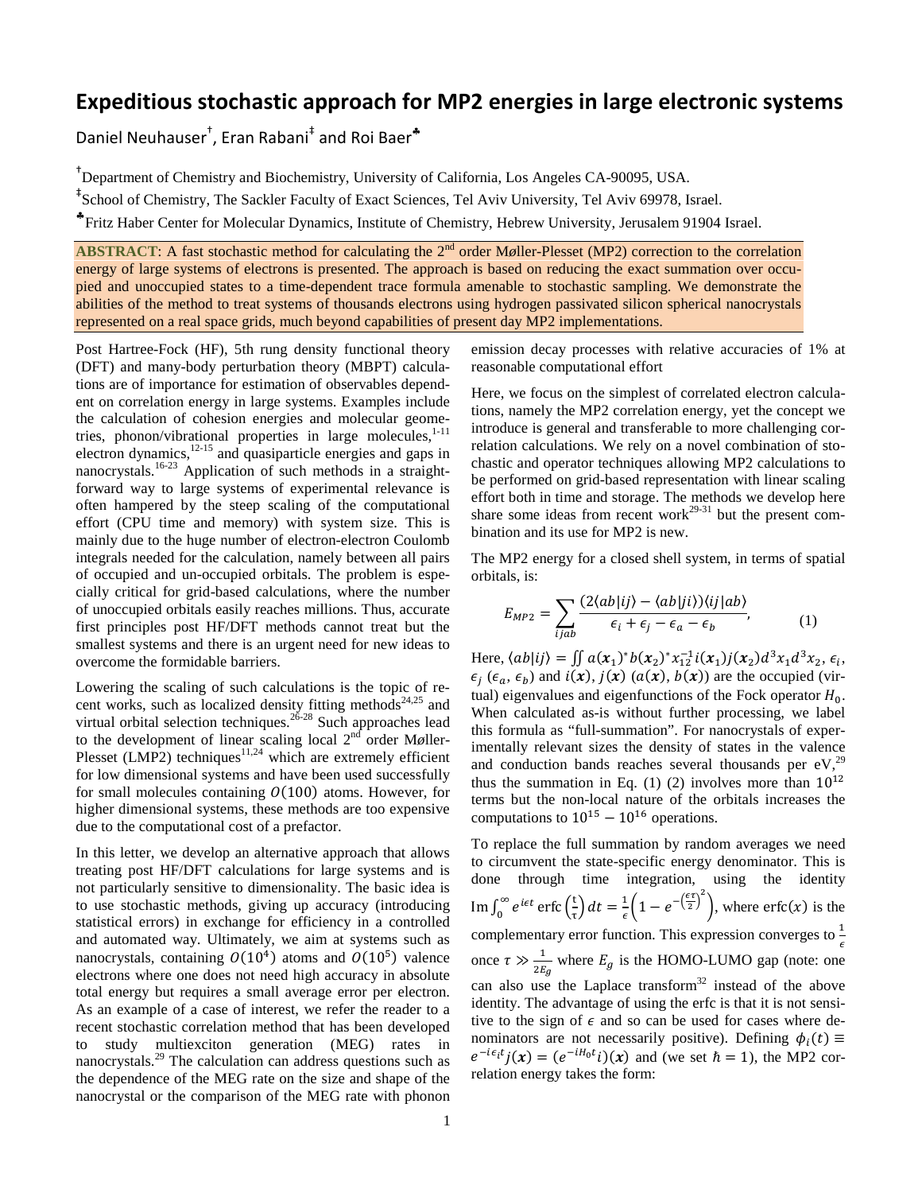# Expeditious stochastic approach for MP2 energies in large electronic systems

Daniel Neuhauser[†], Eran Rabani[‡] and Roi Baer[♣]

[†]Department of Chemistry and Biochemistry, University of California, Los Angeles CA-90095, USA.

[‡]School of Chemistry, The Sackler Faculty of Exact Sciences, Tel Aviv University, Tel Aviv 69978, Israel.

[♣]Fritz Haber Center for Molecular Dynamics, Institute of Chemistry, Hebrew University, Jerusalem 91904 Israel.

**ABSTRACT**: A fast stochastic method for calculating the 2nd order Møller-Plesset (MP2) correction to the correlation energy of large systems of electrons is presented. The approach is based on reducing the exact summation over occupied and unoccupied states to a time-dependent trace formula amenable to stochastic sampling. We demonstrate the abilities of the method to treat systems of thousands electrons using hydrogen passivated silicon spherical nanocrystals represented on a real space grids, much beyond capabilities of present day MP2 implementations.

Post Hartree-Fock (HF), 5th rung density functional theory (DFT) and many-body perturbation theory (MBPT) calculations are of importance for estimation of observables dependent on correlation energy in large systems. Examples include the calculation of cohesion energies and molecular geometries, phonon/vibrational properties in large molecules,[1-11] electron dynamics,[12-15] and quasiparticle energies and gaps in nanocrystals.[16-23] Application of such methods in a straightforward way to large systems of experimental relevance is often hampered by the steep scaling of the computational effort (CPU time and memory) with system size. This is mainly due to the huge number of electron-electron Coulomb integrals needed for the calculation, namely between all pairs of occupied and un-occupied orbitals. The problem is especially critical for grid-based calculations, where the number of unoccupied orbitals easily reaches millions. Thus, accurate first principles post HF/DFT methods cannot treat but the smallest systems and there is an urgent need for new ideas to overcome the formidable barriers.

Lowering the scaling of such calculations is the topic of recent works, such as localized density fitting methods[24,25] and virtual orbital selection techniques.[26-28] Such approaches lead to the development of linear scaling local 2nd order Møller-Plesset (LMP2) techniques[11,24] which are extremely efficient for low dimensional systems and have been used successfully for small molecules containing $O(100)$ atoms. However, for higher dimensional systems, these methods are too expensive due to the computational cost of a prefactor.

In this letter, we develop an alternative approach that allows treating post HF/DFT calculations for large systems and is not particularly sensitive to dimensionality. The basic idea is to use stochastic methods, giving up accuracy (introducing statistical errors) in exchange for efficiency in a controlled and automated way. Ultimately, we aim at systems such as nanocrystals, containing $O(10^4)$ atoms and $O(10^5)$ valence electrons where one does not need high accuracy in absolute total energy but requires a small average error per electron. As an example of a case of interest, we refer the reader to a recent stochastic correlation method that has been developed to study multiexciton generation (MEG) rates in nanocrystals.[29] The calculation can address questions such as the dependence of the MEG rate on the size and shape of the nanocrystal or the comparison of the MEG rate with phonon emission decay processes with relative accuracies of 1% at reasonable computational effort

Here, we focus on the simplest of correlated electron calculations, namely the MP2 correlation energy, yet the concept we introduce is general and transferable to more challenging correlation calculations. We rely on a novel combination of stochastic and operator techniques allowing MP2 calculations to be performed on grid-based representation with linear scaling effort both in time and storage. The methods we develop here share some ideas from recent work[29-31] but the present combination and its use for MP2 is new.

The MP2 energy for a closed shell system, in terms of spatial orbitals, is:

$$E_{MP2} = \sum_{ijab} \frac{(2\langle ab|ij\rangle - \langle ab|ji\rangle)\langle ij|ab\rangle}{\epsilon_i + \epsilon_j - \epsilon_a - \epsilon_b}, \qquad (1)$$

Here, $\langle ab|ij\rangle = \iint a(\boldsymbol{x}_1)^* b(\boldsymbol{x}_2)^* x_{12}^{-1} i(\boldsymbol{x}_1) j(\boldsymbol{x}_2) d^3x_1 d^3x_2$, $\epsilon_i$, $\epsilon_j$ ($\epsilon_a$, $\epsilon_b$) and $i(\boldsymbol{x})$, $j(\boldsymbol{x})$ ($a(\boldsymbol{x})$, $b(\boldsymbol{x})$) are the occupied (virtual) eigenvalues and eigenfunctions of the Fock operator $H_0$. When calculated as-is without further processing, we label this formula as "full-summation". For nanocrystals of experimentally relevant sizes the density of states in the valence and conduction bands reaches several thousands per eV,[29] thus the summation in Eq. (1) (2) involves more than $10^{12}$ terms but the non-local nature of the orbitals increases the computations to $10^{15} - 10^{16}$ operations.

To replace the full summation by random averages we need to circumvent the state-specific energy denominator. This is done through time integration, using the identity $\mathrm{Im}\int_0^\infty e^{i\epsilon t}\,\mathrm{erfc}\left(\frac{t}{\tau}\right)dt = \frac{1}{\epsilon}\left(1 - e^{-\left(\frac{\epsilon\tau}{2}\right)^2}\right)$, where $\mathrm{erfc}(x)$ is the complementary error function. This expression converges to $\frac{1}{\epsilon}$ once $\tau \gg \frac{1}{2E_g}$ where $E_g$ is the HOMO-LUMO gap (note: one can also use the Laplace transform[32] instead of the above identity. The advantage of using the erfc is that it is not sensitive to the sign of $\epsilon$ and so can be used for cases where denominators are not necessarily positive). Defining $\phi_i(t) \equiv e^{-i\epsilon_i t} j(\boldsymbol{x}) = (e^{-iH_0 t} i)(\boldsymbol{x})$ and (we set $\hbar = 1$), the MP2 correlation energy takes the form: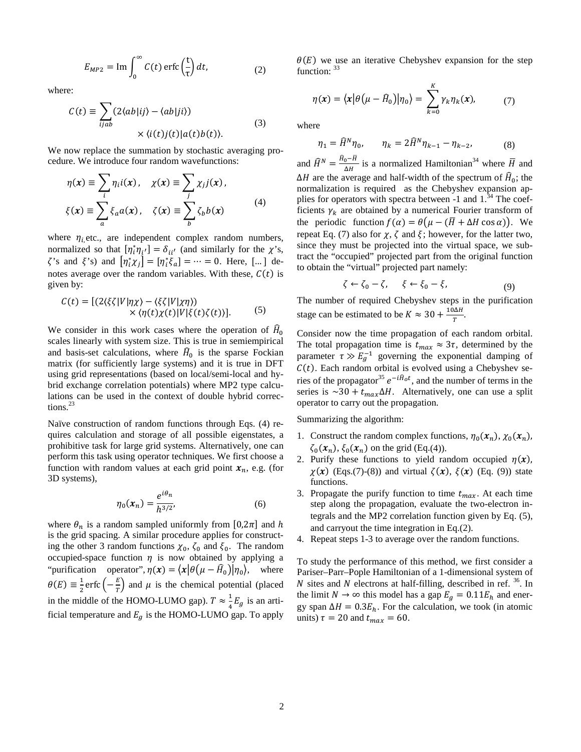$$E_{MP2} = \mathrm{Im}\int_0^\infty C(t)\,\mathrm{erfc}\left(\frac{t}{\tau}\right)dt, \tag{2}$$

where:

$$C(t) \equiv \sum_{ijab}(2\langle ab|ij\rangle - \langle ab|ji\rangle) \times \langle i(t)j(t)|a(t)b(t)\rangle. \tag{3}$$

We now replace the summation by stochastic averaging procedure. We introduce four random wavefunctions:

$$\eta(\boldsymbol{x}) \equiv \sum_i \eta_i i(\boldsymbol{x}), \quad \chi(\boldsymbol{x}) \equiv \sum_j \chi_j j(\boldsymbol{x}), \quad \xi(\boldsymbol{x}) \equiv \sum_a \xi_a a(\boldsymbol{x}), \quad \zeta(\boldsymbol{x}) \equiv \sum_b \zeta_b b(\boldsymbol{x}) \tag{4}$$

where $\eta_i$, etc., are independent complex random numbers, normalized so that $[\eta_i^*\eta_{i'}] = \delta_{ii'}$ (and similarly for the $\chi$'s, $\zeta$'s and $\xi$'s) and $[\eta_i^*\chi_j] = [\eta_i^*\xi_a] = \cdots = 0$. Here, $[\ldots]$ denotes average over the random variables. With these, $C(t)$ is given by:

$$C(t) = [(2\langle\xi\zeta|V|\eta\chi\rangle - \langle\xi\zeta|V|\chi\eta\rangle) \times \langle\eta(t)\chi(t)|V|\xi(t)\zeta(t)\rangle]. \tag{5}$$

We consider in this work cases where the operation of $\hat{H}_0$ scales linearly with system size. This is true in semiempirical and basis-set calculations, where $\hat{H}_0$ is the sparse Fockian matrix (for sufficiently large systems) and it is true in DFT using grid representations (based on local/semi-local and hybrid exchange correlation potentials) where MP2 type calculations can be used in the context of double hybrid corrections.[23]

Naïve construction of random functions through Eqs. (4) requires calculation and storage of all possible eigenstates, a prohibitive task for large grid systems. Alternatively, one can perform this task using operator techniques. We first choose a function with random values at each grid point $\boldsymbol{x}_n$, e.g. (for 3D systems),

$$\eta_0(\boldsymbol{x}_n) = \frac{e^{i\theta_n}}{h^{3/2}}, \tag{6}$$

where $\theta_n$ is a random sampled uniformly from $[0,2\pi]$ and $h$ is the grid spacing. A similar procedure applies for constructing the other 3 random functions $\chi_0$, $\zeta_0$ and $\xi_0$. The random occupied-space function $\eta$ is now obtained by applying a "purification operator", $\eta(\boldsymbol{x}) = \langle\boldsymbol{x}|\theta(\mu - \hat{H}_0)|\eta_0\rangle$, where $\theta(E) \equiv \frac{1}{2}\mathrm{erfc}\left(-\frac{E}{T}\right)$ and $\mu$ is the chemical potential (placed in the middle of the HOMO-LUMO gap). $T \approx \frac{1}{4}E_g$ is an artificial temperature and $E_g$ is the HOMO-LUMO gap. To apply $\theta(E)$ we use an iterative Chebyshev expansion for the step function: [33]

$$\eta(\boldsymbol{x}) = \langle\boldsymbol{x}|\theta(\mu - \hat{H}_0)|\eta_0\rangle = \sum_{k=0}^{K}\gamma_k\eta_k(\boldsymbol{x}), \tag{7}$$

where

$$\eta_1 = \hat{H}^N\eta_0, \qquad \eta_k = 2\hat{H}^N\eta_{k-1} - \eta_{k-2}, \tag{8}$$

and $\hat{H}^N = \frac{\hat{H}_0 - \bar{H}}{\Delta H}$ is a normalized Hamiltonian[34] where $\bar{H}$ and $\Delta H$ are the average and half-width of the spectrum of $\hat{H}_0$; the normalization is required as the Chebyshev expansion applies for operators with spectra between -1 and 1.[34] The coefficients $\gamma_k$ are obtained by a numerical Fourier transform of the periodic function $f(\alpha) = \theta\left(\mu - (\bar{H} + \Delta H\cos\alpha)\right)$. We repeat Eq. (7) also for $\chi$, $\zeta$ and $\xi$; however, for the latter two, since they must be projected into the virtual space, we subtract the "occupied" projected part from the original function to obtain the "virtual" projected part namely:

$$\zeta \leftarrow \zeta_0 - \zeta, \quad \xi \leftarrow \xi_0 - \xi, \tag{9}$$

The number of required Chebyshev steps in the purification stage can be estimated to be $K \approx 30 + \frac{10\Delta H}{T}$.

Consider now the time propagation of each random orbital. The total propagation time is $t_{max} \approx 3\tau$, determined by the parameter $\tau \gg E_g^{-1}$ governing the exponential damping of $C(t)$. Each random orbital is evolved using a Chebyshev series of the propagator[35] $e^{-i\hat{H}_0 t}$, and the number of terms in the series is $\sim 30 + t_{max}\Delta H$. Alternatively, one can use a split operator to carry out the propagation.

Summarizing the algorithm:

1. Construct the random complex functions, $\eta_0(\boldsymbol{x}_n)$, $\chi_0(\boldsymbol{x}_n)$, $\zeta_0(\boldsymbol{x}_n)$, $\xi_0(\boldsymbol{x}_n)$ on the grid (Eq.(4)).
2. Purify these functions to yield random occupied $\eta(\boldsymbol{x})$, $\chi(\boldsymbol{x})$ (Eqs.(7)-(8)) and virtual $\zeta(\boldsymbol{x})$, $\xi(\boldsymbol{x})$ (Eq. (9)) state functions.
3. Propagate the purify function to time $t_{max}$. At each time step along the propagation, evaluate the two-electron integrals and the MP2 correlation function given by Eq. (5), and carryout the time integration in Eq.(2).
4. Repeat steps 1-3 to average over the random functions.

To study the performance of this method, we first consider a Pariser–Parr–Pople Hamiltonian of a 1-dimensional system of $N$ sites and $N$ electrons at half-filling, described in ref. [36]. In the limit $N \to \infty$ this model has a gap $E_g = 0.11E_h$ and energy span $\Delta H = 0.3E_h$. For the calculation, we took (in atomic units) $\tau = 20$ and $t_{max} = 60$.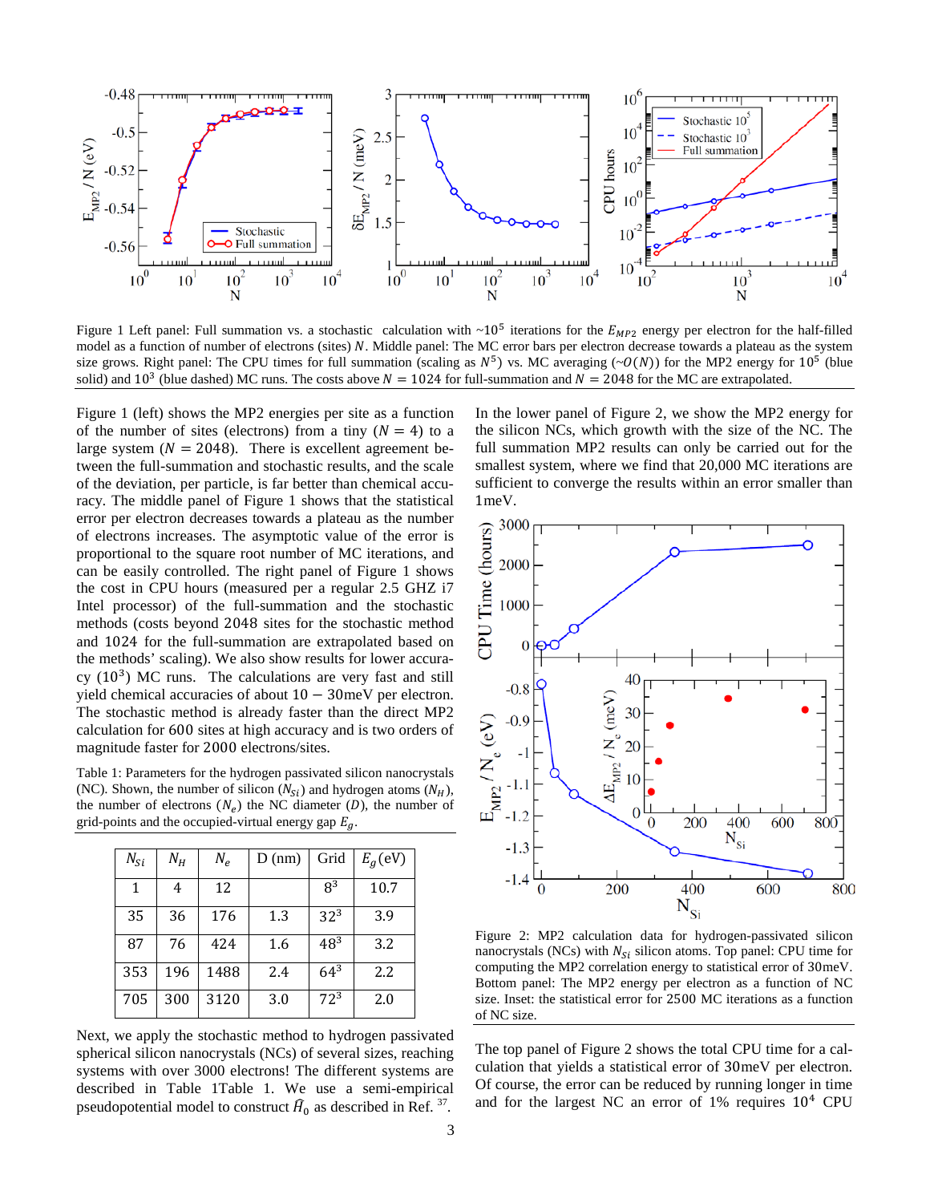Figure 1 Left panel: Full summation vs. a stochastic calculation with ~$10^5$ iterations for the $E_{MP2}$ energy per electron for the half-filled model as a function of number of electrons (sites) $N$. Middle panel: The MC error bars per electron decrease towards a plateau as the system size grows. Right panel: The CPU times for full summation (scaling as $N^5$) vs. MC averaging (~$O(N)$) for the MP2 energy for $10^5$ (blue solid) and $10^3$ (blue dashed) MC runs. The costs above $N = 1024$ for full-summation and $N = 2048$ for the MC are extrapolated.

Figure 1 (left) shows the MP2 energies per site as a function of the number of sites (electrons) from a tiny ($N = 4$) to a large system ($N = 2048$). There is excellent agreement between the full-summation and stochastic results, and the scale of the deviation, per particle, is far better than chemical accuracy. The middle panel of Figure 1 shows that the statistical error per electron decreases towards a plateau as the number of electrons increases. The asymptotic value of the error is proportional to the square root number of MC iterations, and can be easily controlled. The right panel of Figure 1 shows the cost in CPU hours (measured per a regular 2.5 GHZ i7 Intel processor) of the full-summation and the stochastic methods (costs beyond 2048 sites for the stochastic method and 1024 for the full-summation are extrapolated based on the methods' scaling). We also show results for lower accuracy ($10^3$) MC runs. The calculations are very fast and still yield chemical accuracies of about $10-30$meV per electron. The stochastic method is already faster than the direct MP2 calculation for 600 sites at high accuracy and is two orders of magnitude faster for 2000 electrons/sites.

Table 1: Parameters for the hydrogen passivated silicon nanocrystals (NC). Shown, the number of silicon ($N_{Si}$) and hydrogen atoms ($N_H$), the number of electrons ($N_e$) the NC diameter ($D$), the number of grid-points and the occupied-virtual energy gap $E_g$.

| $N_{Si}$ | $N_H$ | $N_e$ | D (nm) | Grid | $E_g$ (eV) |
|---|---|---|---|---|---|
| 1 | 4 | 12 | | $8^3$ | 10.7 |
| 35 | 36 | 176 | 1.3 | $32^3$ | 3.9 |
| 87 | 76 | 424 | 1.6 | $48^3$ | 3.2 |
| 353 | 196 | 1488 | 2.4 | $64^3$ | 2.2 |
| 705 | 300 | 3120 | 3.0 | $72^3$ | 2.0 |

Next, we apply the stochastic method to hydrogen passivated spherical silicon nanocrystals (NCs) of several sizes, reaching systems with over 3000 electrons! The different systems are described in Table 1Table 1. We use a semi-empirical pseudopotential model to construct $\hat{H}_0$ as described in Ref. [37].

In the lower panel of Figure 2, we show the MP2 energy for the silicon NCs, which growth with the size of the NC. The full summation MP2 results can only be carried out for the smallest system, where we find that 20,000 MC iterations are sufficient to converge the results within an error smaller than 1meV.

Figure 2: MP2 calculation data for hydrogen-passivated silicon nanocrystals (NCs) with $N_{Si}$ silicon atoms. Top panel: CPU time for computing the MP2 correlation energy to statistical error of 30meV. Bottom panel: The MP2 energy per electron as a function of NC size. Inset: the statistical error for 2500 MC iterations as a function of NC size.

The top panel of Figure 2 shows the total CPU time for a calculation that yields a statistical error of 30meV per electron. Of course, the error can be reduced by running longer in time and for the largest NC an error of 1% requires $10^4$ CPU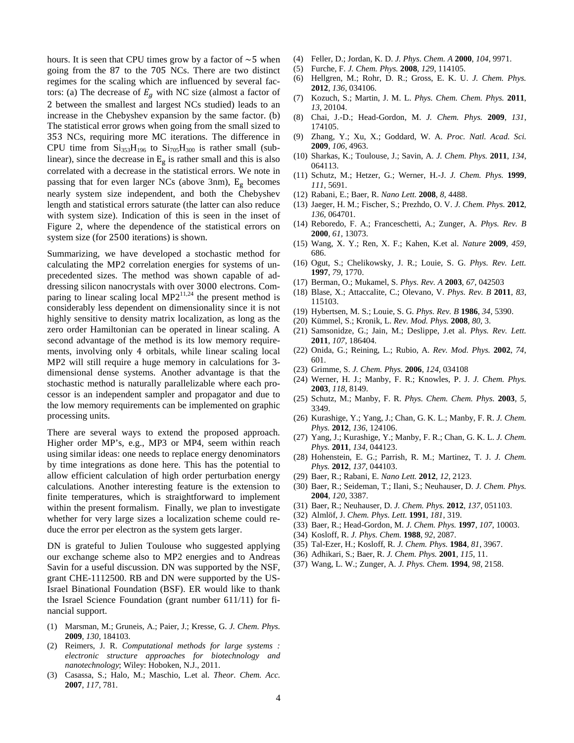hours. It is seen that CPU times grow by a factor of ∼5 when going from the 87 to the 705 NCs. There are two distinct regimes for the scaling which are influenced by several factors: (a) The decrease of $E_g$ with NC size (almost a factor of 2 between the smallest and largest NCs studied) leads to an increase in the Chebyshev expansion by the same factor. (b) The statistical error grows when going from the small sized to 353 NCs, requiring more MC iterations. The difference in CPU time from $Si_{353}H_{196}$ to $Si_{705}H_{300}$ is rather small (sub-linear), since the decrease in $E_g$ is rather small and this is also correlated with a decrease in the statistical errors. We note in passing that for even larger NCs (above 3nm), $E_g$ becomes nearly system size independent, and both the Chebyshev length and statistical errors saturate (the latter can also reduce with system size). Indication of this is seen in the inset of Figure 2, where the dependence of the statistical errors on system size (for 2500 iterations) is shown.

Summarizing, we have developed a stochastic method for calculating the MP2 correlation energies for systems of unprecedented sizes. The method was shown capable of addressing silicon nanocrystals with over 3000 electrons. Comparing to linear scaling local MP2[11,24] the present method is considerably less dependent on dimensionality since it is not highly sensitive to density matrix localization, as long as the zero order Hamiltonian can be operated in linear scaling. A second advantage of the method is its low memory requirements, involving only 4 orbitals, while linear scaling local MP2 will still require a huge memory in calculations for 3-dimensional dense systems. Another advantage is that the stochastic method is naturally parallelizable where each processor is an independent sampler and propagator and due to the low memory requirements can be implemented on graphic processing units.

There are several ways to extend the proposed approach. Higher order MP's, e.g., MP3 or MP4, seem within reach using similar ideas: one needs to replace energy denominators by time integrations as done here. This has the potential to allow efficient calculation of high order perturbation energy calculations. Another interesting feature is the extension to finite temperatures, which is straightforward to implement within the present formalism. Finally, we plan to investigate whether for very large sizes a localization scheme could reduce the error per electron as the system gets larger.

DN is grateful to Julien Toulouse who suggested applying our exchange scheme also to MP2 energies and to Andreas Savin for a useful discussion. DN was supported by the NSF, grant CHE-1112500. RB and DN were supported by the US-Israel Binational Foundation (BSF). ER would like to thank the Israel Science Foundation (grant number 611/11) for financial support.

(1) Marsman, M.; Gruneis, A.; Paier, J.; Kresse, G. *J. Chem. Phys.* **2009**, *130*, 184103.
(2) Reimers, J. R. *Computational methods for large systems : electronic structure approaches for biotechnology and nanotechnology*; Wiley: Hoboken, N.J., 2011.
(3) Casassa, S.; Halo, M.; Maschio, L.et al. *Theor. Chem. Acc.* **2007**, *117*, 781.
(4) Feller, D.; Jordan, K. D. *J. Phys. Chem. A* **2000**, *104*, 9971.
(5) Furche, F. *J. Chem. Phys.* **2008**, *129*, 114105.
(6) Hellgren, M.; Rohr, D. R.; Gross, E. K. U. *J. Chem. Phys.* **2012**, *136*, 034106.
(7) Kozuch, S.; Martin, J. M. L. *Phys. Chem. Chem. Phys.* **2011**, *13*, 20104.
(8) Chai, J.-D.; Head-Gordon, M. *J. Chem. Phys.* **2009**, *131*, 174105.
(9) Zhang, Y.; Xu, X.; Goddard, W. A. *Proc. Natl. Acad. Sci.* **2009**, *106*, 4963.
(10) Sharkas, K.; Toulouse, J.; Savin, A. *J. Chem. Phys.* **2011**, *134*, 064113.
(11) Schutz, M.; Hetzer, G.; Werner, H.-J. *J. Chem. Phys.* **1999**, *111*, 5691.
(12) Rabani, E.; Baer, R. *Nano Lett.* **2008**, *8*, 4488.
(13) Jaeger, H. M.; Fischer, S.; Prezhdo, O. V. *J. Chem. Phys.* **2012**, *136*, 064701.
(14) Reboredo, F. A.; Franceschetti, A.; Zunger, A. *Phys. Rev. B* **2000**, *61*, 13073.
(15) Wang, X. Y.; Ren, X. F.; Kahen, K.et al. *Nature* **2009**, *459*, 686.
(16) Ogut, S.; Chelikowsky, J. R.; Louie, S. G. *Phys. Rev. Lett.* **1997**, *79*, 1770.
(17) Berman, O.; Mukamel, S. *Phys. Rev. A* **2003**, *67*, 042503
(18) Blase, X.; Attaccalite, C.; Olevano, V. *Phys. Rev. B* **2011**, *83*, 115103.
(19) Hybertsen, M. S.; Louie, S. G. *Phys. Rev. B* **1986**, *34*, 5390.
(20) Kümmel, S.; Kronik, L. *Rev. Mod. Phys.* **2008**, *80*, 3.
(21) Samsonidze, G.; Jain, M.; Deslippe, J.et al. *Phys. Rev. Lett.* **2011**, *107*, 186404.
(22) Onida, G.; Reining, L.; Rubio, A. *Rev. Mod. Phys.* **2002**, *74*, 601.
(23) Grimme, S. *J. Chem. Phys.* **2006**, *124*, 034108
(24) Werner, H. J.; Manby, F. R.; Knowles, P. J. *J. Chem. Phys.* **2003**, *118*, 8149.
(25) Schutz, M.; Manby, F. R. *Phys. Chem. Chem. Phys.* **2003**, *5*, 3349.
(26) Kurashige, Y.; Yang, J.; Chan, G. K. L.; Manby, F. R. *J. Chem. Phys.* **2012**, *136*, 124106.
(27) Yang, J.; Kurashige, Y.; Manby, F. R.; Chan, G. K. L. *J. Chem. Phys.* **2011**, *134*, 044123.
(28) Hohenstein, E. G.; Parrish, R. M.; Martinez, T. J. *J. Chem. Phys.* **2012**, *137*, 044103.
(29) Baer, R.; Rabani, E. *Nano Lett.* **2012**, *12*, 2123.
(30) Baer, R.; Seideman, T.; Ilani, S.; Neuhauser, D. *J. Chem. Phys.* **2004**, *120*, 3387.
(31) Baer, R.; Neuhauser, D. *J. Chem. Phys.* **2012**, *137*, 051103.
(32) Almlöf, J. *Chem. Phys. Lett.* **1991**, *181*, 319.
(33) Baer, R.; Head-Gordon, M. *J. Chem. Phys.* **1997**, *107*, 10003.
(34) Kosloff, R. *J. Phys. Chem.* **1988**, *92*, 2087.
(35) Tal-Ezer, H.; Kosloff, R. *J. Chem. Phys.* **1984**, *81*, 3967.
(36) Adhikari, S.; Baer, R. *J. Chem. Phys.* **2001**, *115*, 11.
(37) Wang, L. W.; Zunger, A. *J. Phys. Chem.* **1994**, *98*, 2158.